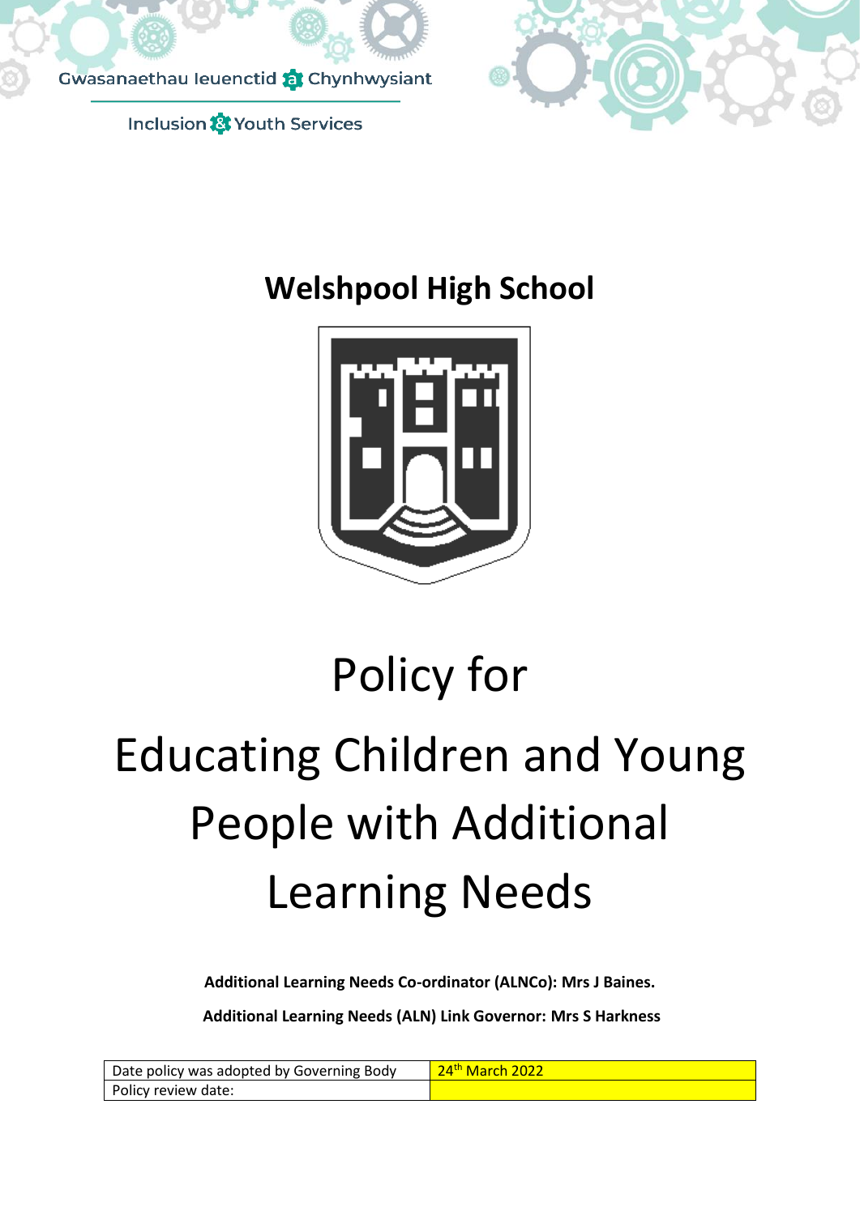Gwasanaethau Ieuenctid a Chynhwysiant

Inclusion & Youth Services

# Welshpool High School

# Policy for Educating Children and Young People with Additional Learning Needs

**Additional Learning Needs Co-ordinator (ALNCo): Mrs J Baines.**

**Additional Learning Needs (ALN) Link Governor: Mrs S Harkness**

| Date policy was adopted by Governing Body | 24th March 2022 |
| --- | --- |
| Policy review date: | |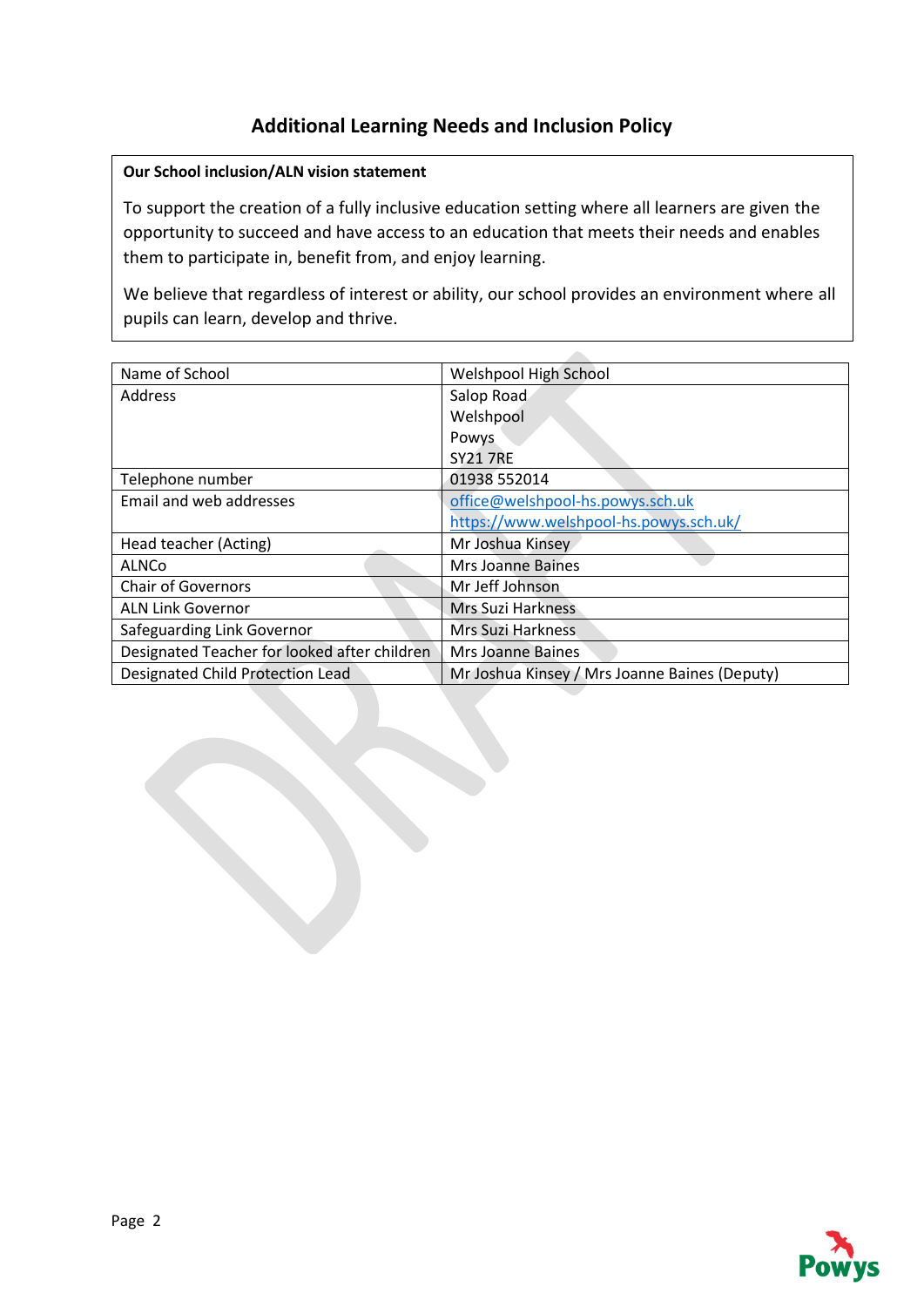# Additional Learning Needs and Inclusion Policy

**Our School inclusion/ALN vision statement**

To support the creation of a fully inclusive education setting where all learners are given the opportunity to succeed and have access to an education that meets their needs and enables them to participate in, benefit from, and enjoy learning.

We believe that regardless of interest or ability, our school provides an environment where all pupils can learn, develop and thrive.

| | |
|---|---|
| Name of School | Welshpool High School |
| Address | Salop Road<br>Welshpool<br>Powys<br>SY21 7RE |
| Telephone number | 01938 552014 |
| Email and web addresses | office@welshpool-hs.powys.sch.uk<br>https://www.welshpool-hs.powys.sch.uk/ |
| Head teacher (Acting) | Mr Joshua Kinsey |
| ALNCo | Mrs Joanne Baines |
| Chair of Governors | Mr Jeff Johnson |
| ALN Link Governor | Mrs Suzi Harkness |
| Safeguarding Link Governor | Mrs Suzi Harkness |
| Designated Teacher for looked after children | Mrs Joanne Baines |
| Designated Child Protection Lead | Mr Joshua Kinsey / Mrs Joanne Baines (Deputy) |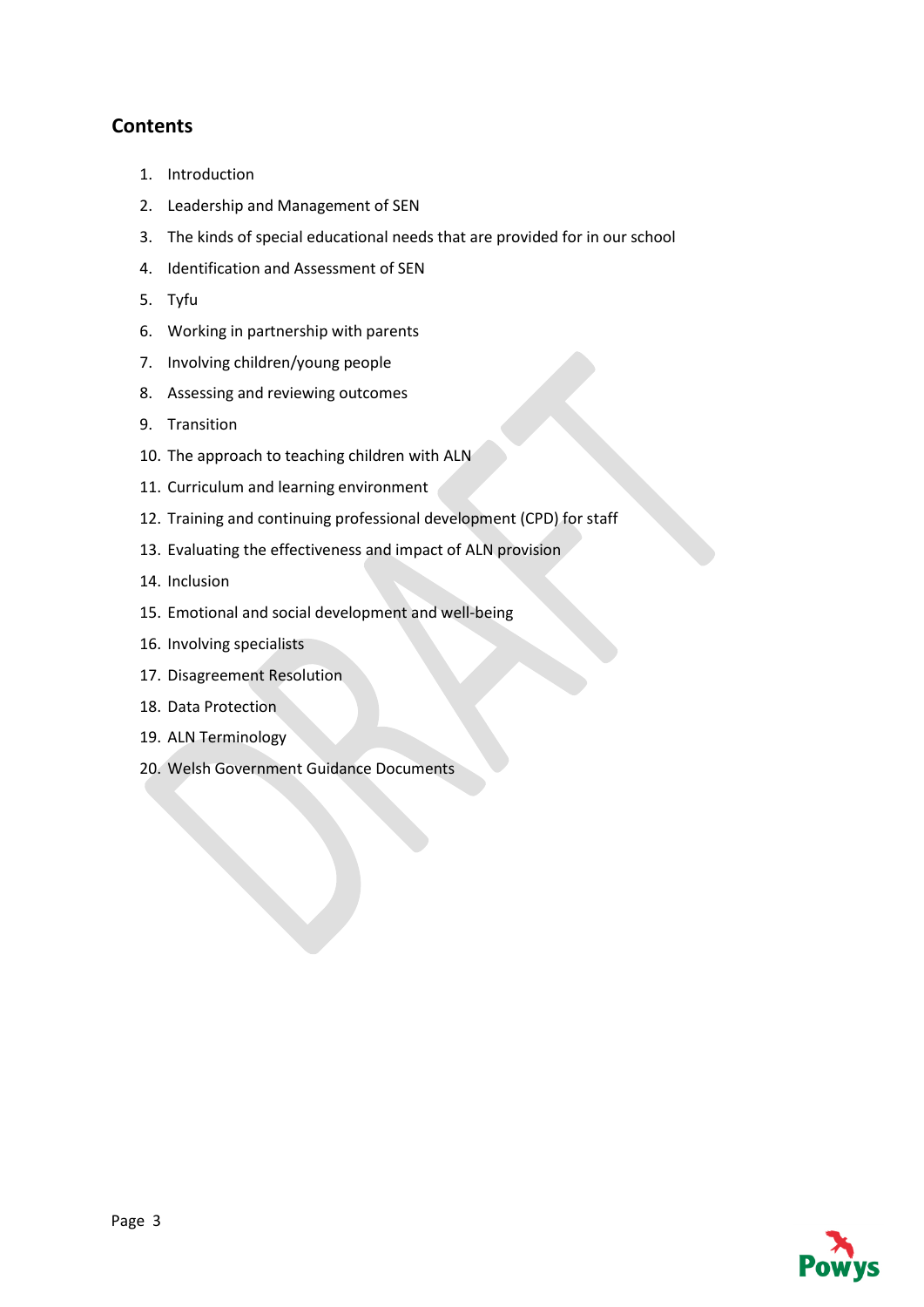## Contents

1. Introduction
2. Leadership and Management of SEN
3. The kinds of special educational needs that are provided for in our school
4. Identification and Assessment of SEN
5. Tyfu
6. Working in partnership with parents
7. Involving children/young people
8. Assessing and reviewing outcomes
9. Transition
10. The approach to teaching children with ALN
11. Curriculum and learning environment
12. Training and continuing professional development (CPD) for staff
13. Evaluating the effectiveness and impact of ALN provision
14. Inclusion
15. Emotional and social development and well-being
16. Involving specialists
17. Disagreement Resolution
18. Data Protection
19. ALN Terminology
20. Welsh Government Guidance Documents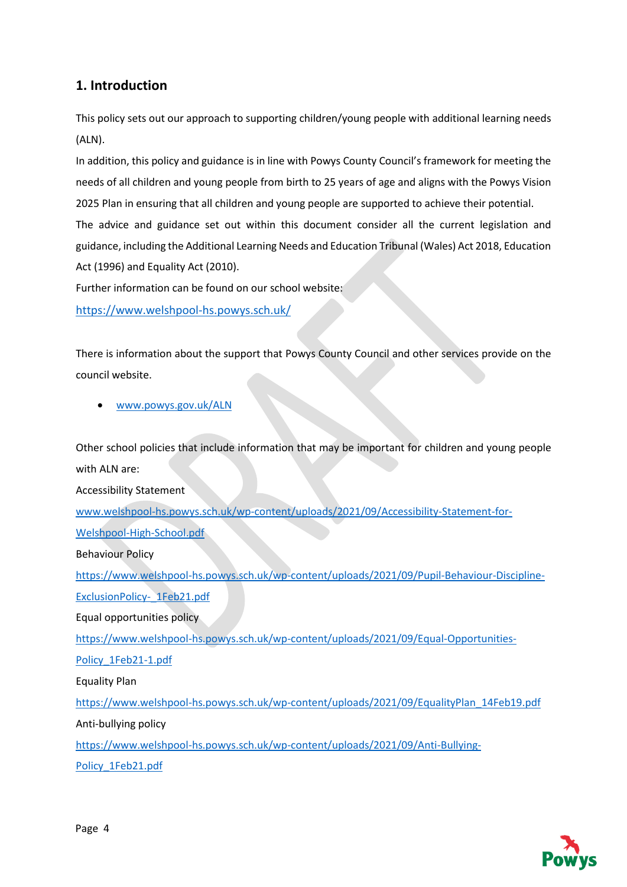## 1. Introduction

This policy sets out our approach to supporting children/young people with additional learning needs (ALN).

In addition, this policy and guidance is in line with Powys County Council's framework for meeting the needs of all children and young people from birth to 25 years of age and aligns with the Powys Vision 2025 Plan in ensuring that all children and young people are supported to achieve their potential.

The advice and guidance set out within this document consider all the current legislation and guidance, including the Additional Learning Needs and Education Tribunal (Wales) Act 2018, Education Act (1996) and Equality Act (2010).

Further information can be found on our school website:

https://www.welshpool-hs.powys.sch.uk/

There is information about the support that Powys County Council and other services provide on the council website.

- www.powys.gov.uk/ALN

Other school policies that include information that may be important for children and young people with ALN are:

Accessibility Statement

www.welshpool-hs.powys.sch.uk/wp-content/uploads/2021/09/Accessibility-Statement-for-Welshpool-High-School.pdf

Behaviour Policy

https://www.welshpool-hs.powys.sch.uk/wp-content/uploads/2021/09/Pupil-Behaviour-Discipline-ExclusionPolicy-_1Feb21.pdf

Equal opportunities policy

https://www.welshpool-hs.powys.sch.uk/wp-content/uploads/2021/09/Equal-Opportunities-Policy_1Feb21-1.pdf

Equality Plan

https://www.welshpool-hs.powys.sch.uk/wp-content/uploads/2021/09/EqualityPlan_14Feb19.pdf

Anti-bullying policy

https://www.welshpool-hs.powys.sch.uk/wp-content/uploads/2021/09/Anti-Bullying-Policy_1Feb21.pdf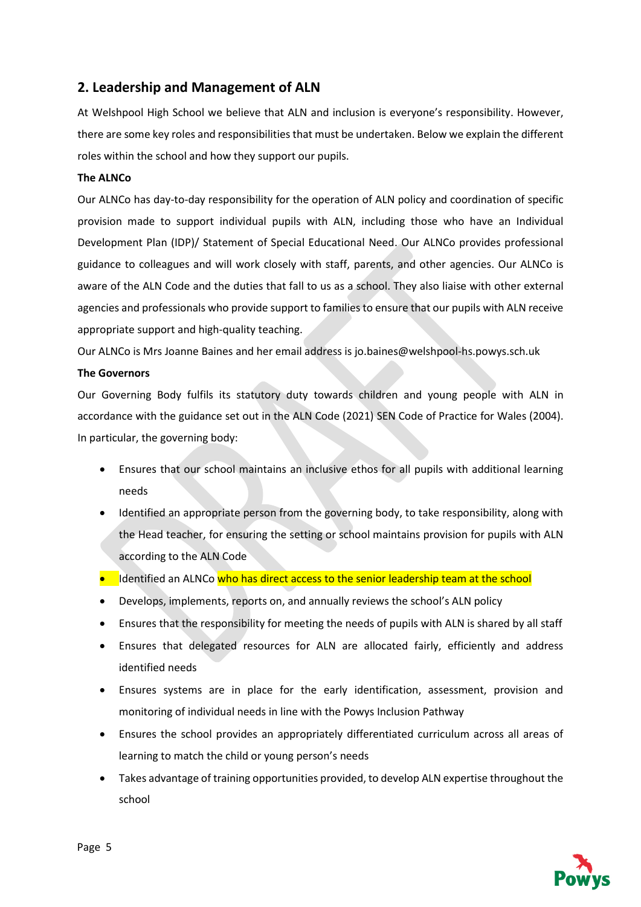## 2. Leadership and Management of ALN

At Welshpool High School we believe that ALN and inclusion is everyone's responsibility. However, there are some key roles and responsibilities that must be undertaken. Below we explain the different roles within the school and how they support our pupils.

**The ALNCo**

Our ALNCo has day-to-day responsibility for the operation of ALN policy and coordination of specific provision made to support individual pupils with ALN, including those who have an Individual Development Plan (IDP)/ Statement of Special Educational Need. Our ALNCo provides professional guidance to colleagues and will work closely with staff, parents, and other agencies. Our ALNCo is aware of the ALN Code and the duties that fall to us as a school. They also liaise with other external agencies and professionals who provide support to families to ensure that our pupils with ALN receive appropriate support and high-quality teaching.

Our ALNCo is Mrs Joanne Baines and her email address is jo.baines@welshpool-hs.powys.sch.uk

**The Governors**

Our Governing Body fulfils its statutory duty towards children and young people with ALN in accordance with the guidance set out in the ALN Code (2021) SEN Code of Practice for Wales (2004). In particular, the governing body:

- Ensures that our school maintains an inclusive ethos for all pupils with additional learning needs
- Identified an appropriate person from the governing body, to take responsibility, along with the Head teacher, for ensuring the setting or school maintains provision for pupils with ALN according to the ALN Code
- Identified an ALNCo who has direct access to the senior leadership team at the school
- Develops, implements, reports on, and annually reviews the school's ALN policy
- Ensures that the responsibility for meeting the needs of pupils with ALN is shared by all staff
- Ensures that delegated resources for ALN are allocated fairly, efficiently and address identified needs
- Ensures systems are in place for the early identification, assessment, provision and monitoring of individual needs in line with the Powys Inclusion Pathway
- Ensures the school provides an appropriately differentiated curriculum across all areas of learning to match the child or young person's needs
- Takes advantage of training opportunities provided, to develop ALN expertise throughout the school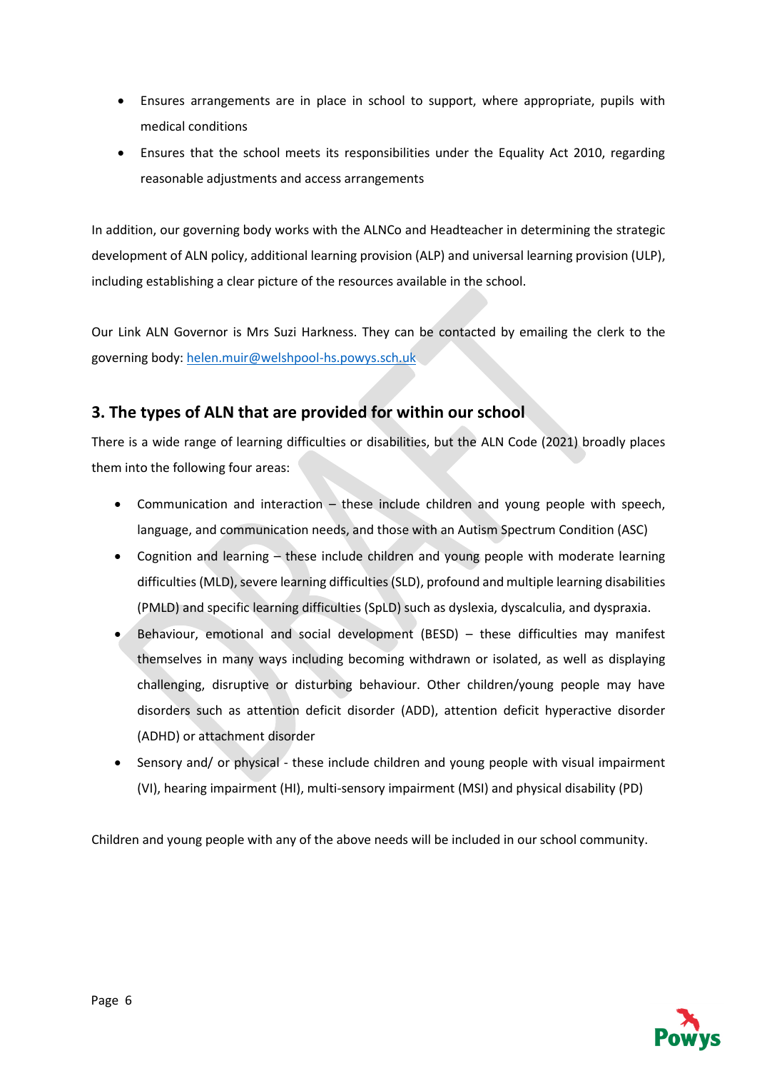- Ensures arrangements are in place in school to support, where appropriate, pupils with medical conditions
- Ensures that the school meets its responsibilities under the Equality Act 2010, regarding reasonable adjustments and access arrangements

In addition, our governing body works with the ALNCo and Headteacher in determining the strategic development of ALN policy, additional learning provision (ALP) and universal learning provision (ULP), including establishing a clear picture of the resources available in the school.

Our Link ALN Governor is Mrs Suzi Harkness. They can be contacted by emailing the clerk to the governing body: helen.muir@welshpool-hs.powys.sch.uk

## 3. The types of ALN that are provided for within our school

There is a wide range of learning difficulties or disabilities, but the ALN Code (2021) broadly places them into the following four areas:

- Communication and interaction – these include children and young people with speech, language, and communication needs, and those with an Autism Spectrum Condition (ASC)
- Cognition and learning – these include children and young people with moderate learning difficulties (MLD), severe learning difficulties (SLD), profound and multiple learning disabilities (PMLD) and specific learning difficulties (SpLD) such as dyslexia, dyscalculia, and dyspraxia.
- Behaviour, emotional and social development (BESD) – these difficulties may manifest themselves in many ways including becoming withdrawn or isolated, as well as displaying challenging, disruptive or disturbing behaviour. Other children/young people may have disorders such as attention deficit disorder (ADD), attention deficit hyperactive disorder (ADHD) or attachment disorder
- Sensory and/ or physical - these include children and young people with visual impairment (VI), hearing impairment (HI), multi-sensory impairment (MSI) and physical disability (PD)

Children and young people with any of the above needs will be included in our school community.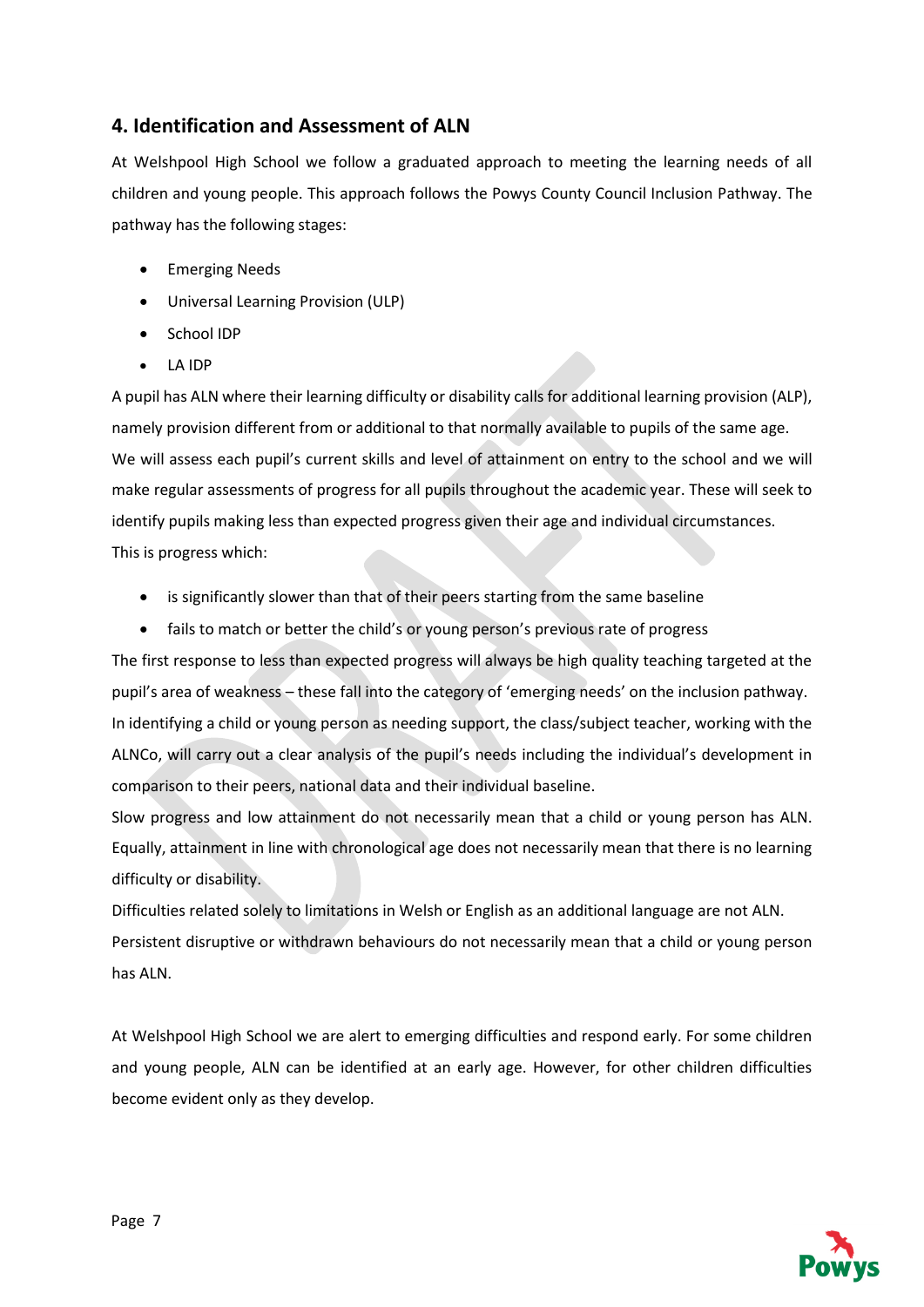## 4. Identification and Assessment of ALN

At Welshpool High School we follow a graduated approach to meeting the learning needs of all children and young people. This approach follows the Powys County Council Inclusion Pathway. The pathway has the following stages:

- Emerging Needs
- Universal Learning Provision (ULP)
- School IDP
- LA IDP

A pupil has ALN where their learning difficulty or disability calls for additional learning provision (ALP), namely provision different from or additional to that normally available to pupils of the same age.

We will assess each pupil's current skills and level of attainment on entry to the school and we will make regular assessments of progress for all pupils throughout the academic year. These will seek to identify pupils making less than expected progress given their age and individual circumstances.

This is progress which:

- is significantly slower than that of their peers starting from the same baseline
- fails to match or better the child's or young person's previous rate of progress

The first response to less than expected progress will always be high quality teaching targeted at the pupil's area of weakness – these fall into the category of 'emerging needs' on the inclusion pathway.

In identifying a child or young person as needing support, the class/subject teacher, working with the ALNCo, will carry out a clear analysis of the pupil's needs including the individual's development in comparison to their peers, national data and their individual baseline.

Slow progress and low attainment do not necessarily mean that a child or young person has ALN. Equally, attainment in line with chronological age does not necessarily mean that there is no learning difficulty or disability.

Difficulties related solely to limitations in Welsh or English as an additional language are not ALN.

Persistent disruptive or withdrawn behaviours do not necessarily mean that a child or young person has ALN.

At Welshpool High School we are alert to emerging difficulties and respond early. For some children and young people, ALN can be identified at an early age. However, for other children difficulties become evident only as they develop.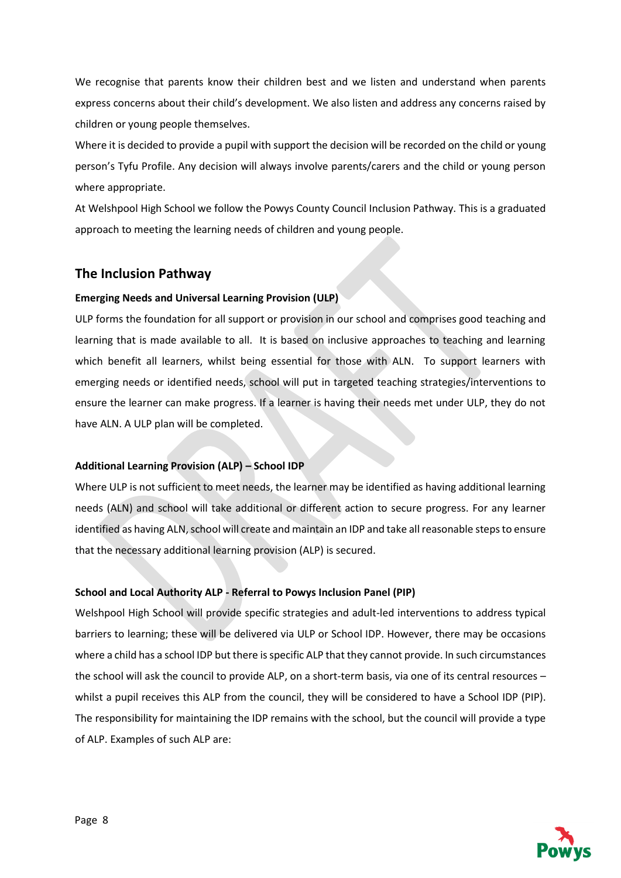We recognise that parents know their children best and we listen and understand when parents express concerns about their child's development. We also listen and address any concerns raised by children or young people themselves.

Where it is decided to provide a pupil with support the decision will be recorded on the child or young person's Tyfu Profile. Any decision will always involve parents/carers and the child or young person where appropriate.

At Welshpool High School we follow the Powys County Council Inclusion Pathway. This is a graduated approach to meeting the learning needs of children and young people.

## The Inclusion Pathway

**Emerging Needs and Universal Learning Provision (ULP)**

ULP forms the foundation for all support or provision in our school and comprises good teaching and learning that is made available to all. It is based on inclusive approaches to teaching and learning which benefit all learners, whilst being essential for those with ALN. To support learners with emerging needs or identified needs, school will put in targeted teaching strategies/interventions to ensure the learner can make progress. If a learner is having their needs met under ULP, they do not have ALN. A ULP plan will be completed.

**Additional Learning Provision (ALP) – School IDP**

Where ULP is not sufficient to meet needs, the learner may be identified as having additional learning needs (ALN) and school will take additional or different action to secure progress. For any learner identified as having ALN, school will create and maintain an IDP and take all reasonable steps to ensure that the necessary additional learning provision (ALP) is secured.

**School and Local Authority ALP - Referral to Powys Inclusion Panel (PIP)**

Welshpool High School will provide specific strategies and adult-led interventions to address typical barriers to learning; these will be delivered via ULP or School IDP. However, there may be occasions where a child has a school IDP but there is specific ALP that they cannot provide. In such circumstances the school will ask the council to provide ALP, on a short-term basis, via one of its central resources – whilst a pupil receives this ALP from the council, they will be considered to have a School IDP (PIP). The responsibility for maintaining the IDP remains with the school, but the council will provide a type of ALP. Examples of such ALP are: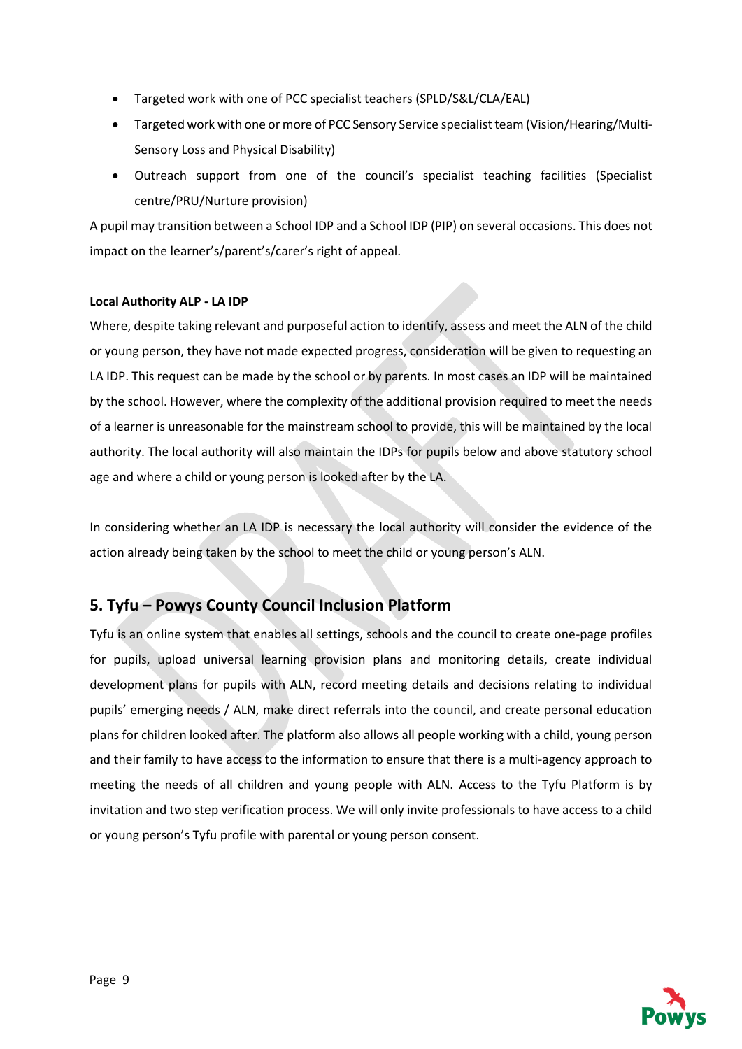- Targeted work with one of PCC specialist teachers (SPLD/S&L/CLA/EAL)
- Targeted work with one or more of PCC Sensory Service specialist team (Vision/Hearing/Multi-Sensory Loss and Physical Disability)
- Outreach support from one of the council's specialist teaching facilities (Specialist centre/PRU/Nurture provision)

A pupil may transition between a School IDP and a School IDP (PIP) on several occasions. This does not impact on the learner's/parent's/carer's right of appeal.

**Local Authority ALP - LA IDP**

Where, despite taking relevant and purposeful action to identify, assess and meet the ALN of the child or young person, they have not made expected progress, consideration will be given to requesting an LA IDP. This request can be made by the school or by parents. In most cases an IDP will be maintained by the school. However, where the complexity of the additional provision required to meet the needs of a learner is unreasonable for the mainstream school to provide, this will be maintained by the local authority. The local authority will also maintain the IDPs for pupils below and above statutory school age and where a child or young person is looked after by the LA.

In considering whether an LA IDP is necessary the local authority will consider the evidence of the action already being taken by the school to meet the child or young person's ALN.

## 5. Tyfu – Powys County Council Inclusion Platform

Tyfu is an online system that enables all settings, schools and the council to create one-page profiles for pupils, upload universal learning provision plans and monitoring details, create individual development plans for pupils with ALN, record meeting details and decisions relating to individual pupils' emerging needs / ALN, make direct referrals into the council, and create personal education plans for children looked after. The platform also allows all people working with a child, young person and their family to have access to the information to ensure that there is a multi-agency approach to meeting the needs of all children and young people with ALN. Access to the Tyfu Platform is by invitation and two step verification process. We will only invite professionals to have access to a child or young person's Tyfu profile with parental or young person consent.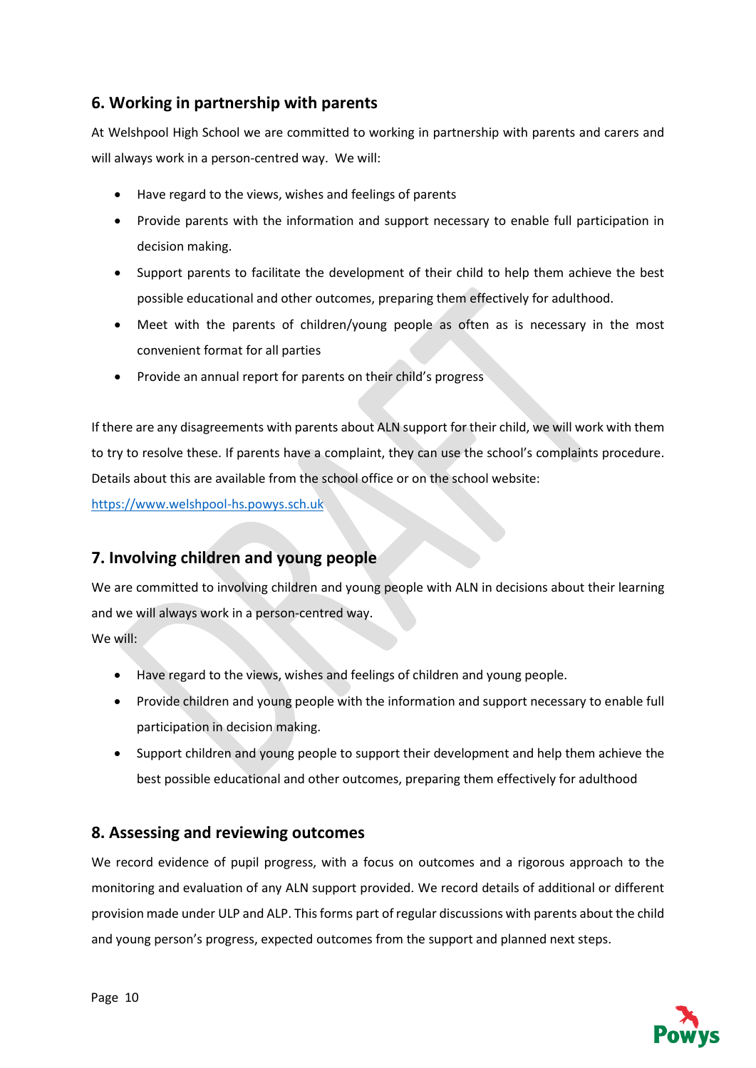## 6. Working in partnership with parents

At Welshpool High School we are committed to working in partnership with parents and carers and will always work in a person-centred way. We will:

- Have regard to the views, wishes and feelings of parents
- Provide parents with the information and support necessary to enable full participation in decision making.
- Support parents to facilitate the development of their child to help them achieve the best possible educational and other outcomes, preparing them effectively for adulthood.
- Meet with the parents of children/young people as often as is necessary in the most convenient format for all parties
- Provide an annual report for parents on their child's progress

If there are any disagreements with parents about ALN support for their child, we will work with them to try to resolve these. If parents have a complaint, they can use the school's complaints procedure. Details about this are available from the school office or on the school website: https://www.welshpool-hs.powys.sch.uk

## 7. Involving children and young people

We are committed to involving children and young people with ALN in decisions about their learning and we will always work in a person-centred way.
We will:

- Have regard to the views, wishes and feelings of children and young people.
- Provide children and young people with the information and support necessary to enable full participation in decision making.
- Support children and young people to support their development and help them achieve the best possible educational and other outcomes, preparing them effectively for adulthood

## 8. Assessing and reviewing outcomes

We record evidence of pupil progress, with a focus on outcomes and a rigorous approach to the monitoring and evaluation of any ALN support provided. We record details of additional or different provision made under ULP and ALP. This forms part of regular discussions with parents about the child and young person's progress, expected outcomes from the support and planned next steps.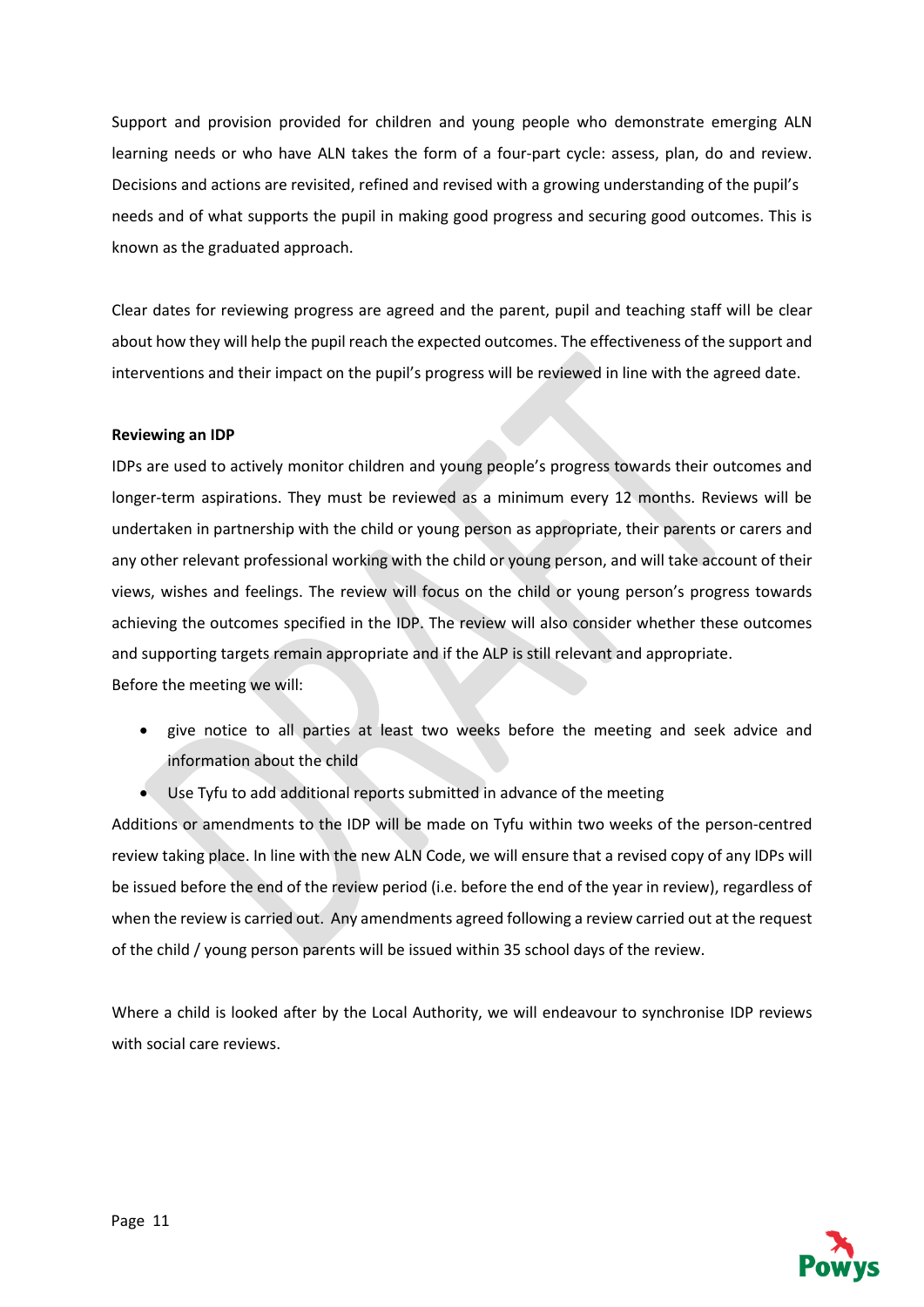Support and provision provided for children and young people who demonstrate emerging ALN learning needs or who have ALN takes the form of a four-part cycle: assess, plan, do and review. Decisions and actions are revisited, refined and revised with a growing understanding of the pupil's needs and of what supports the pupil in making good progress and securing good outcomes. This is known as the graduated approach.

Clear dates for reviewing progress are agreed and the parent, pupil and teaching staff will be clear about how they will help the pupil reach the expected outcomes. The effectiveness of the support and interventions and their impact on the pupil's progress will be reviewed in line with the agreed date.

**Reviewing an IDP**

IDPs are used to actively monitor children and young people's progress towards their outcomes and longer-term aspirations. They must be reviewed as a minimum every 12 months. Reviews will be undertaken in partnership with the child or young person as appropriate, their parents or carers and any other relevant professional working with the child or young person, and will take account of their views, wishes and feelings. The review will focus on the child or young person's progress towards achieving the outcomes specified in the IDP. The review will also consider whether these outcomes and supporting targets remain appropriate and if the ALP is still relevant and appropriate.

Before the meeting we will:

- give notice to all parties at least two weeks before the meeting and seek advice and information about the child
- Use Tyfu to add additional reports submitted in advance of the meeting

Additions or amendments to the IDP will be made on Tyfu within two weeks of the person-centred review taking place. In line with the new ALN Code, we will ensure that a revised copy of any IDPs will be issued before the end of the review period (i.e. before the end of the year in review), regardless of when the review is carried out. Any amendments agreed following a review carried out at the request of the child / young person parents will be issued within 35 school days of the review.

Where a child is looked after by the Local Authority, we will endeavour to synchronise IDP reviews with social care reviews.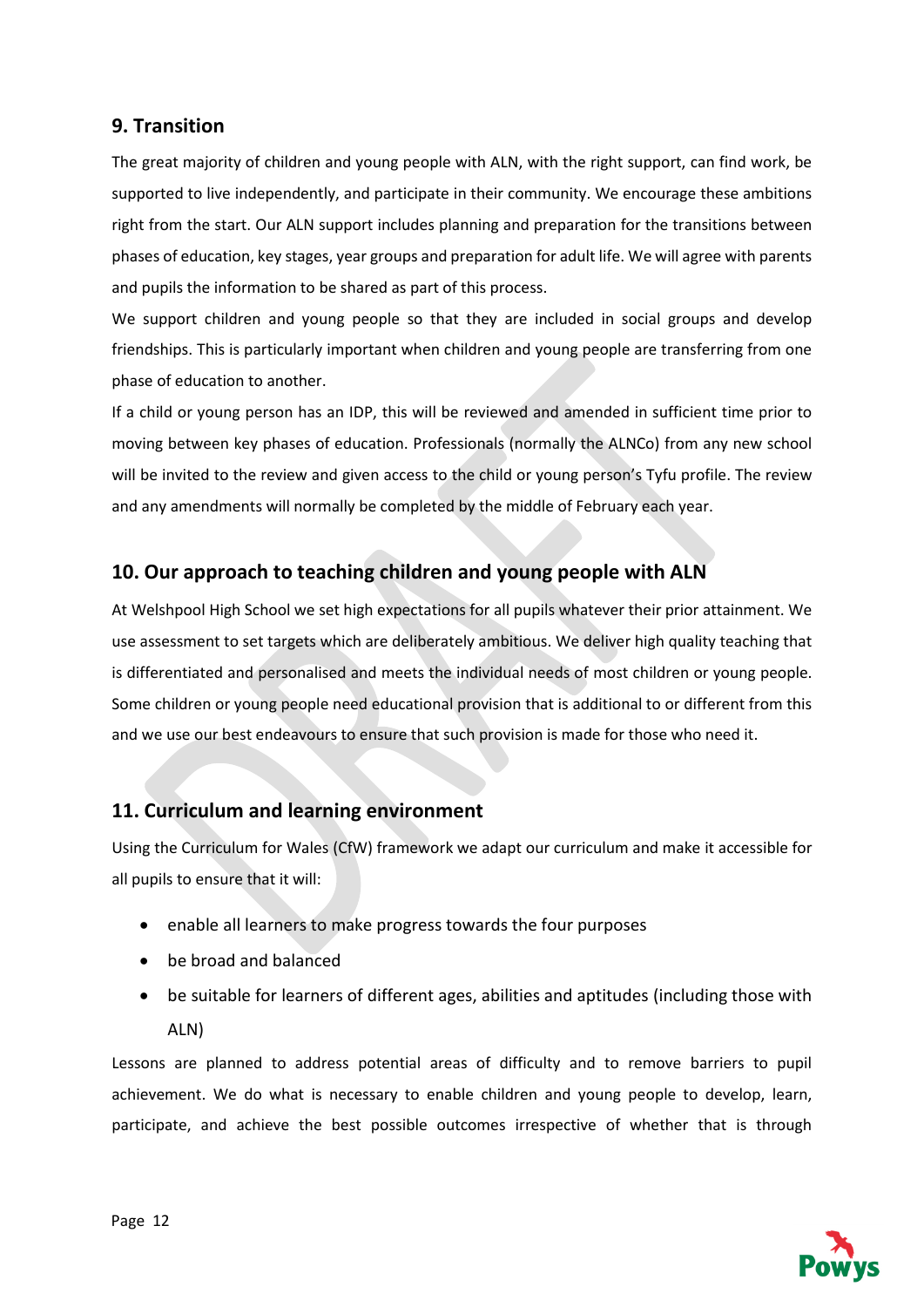## 9. Transition

The great majority of children and young people with ALN, with the right support, can find work, be supported to live independently, and participate in their community. We encourage these ambitions right from the start. Our ALN support includes planning and preparation for the transitions between phases of education, key stages, year groups and preparation for adult life. We will agree with parents and pupils the information to be shared as part of this process.

We support children and young people so that they are included in social groups and develop friendships. This is particularly important when children and young people are transferring from one phase of education to another.

If a child or young person has an IDP, this will be reviewed and amended in sufficient time prior to moving between key phases of education. Professionals (normally the ALNCo) from any new school will be invited to the review and given access to the child or young person's Tyfu profile. The review and any amendments will normally be completed by the middle of February each year.

## 10. Our approach to teaching children and young people with ALN

At Welshpool High School we set high expectations for all pupils whatever their prior attainment. We use assessment to set targets which are deliberately ambitious. We deliver high quality teaching that is differentiated and personalised and meets the individual needs of most children or young people. Some children or young people need educational provision that is additional to or different from this and we use our best endeavours to ensure that such provision is made for those who need it.

## 11. Curriculum and learning environment

Using the Curriculum for Wales (CfW) framework we adapt our curriculum and make it accessible for all pupils to ensure that it will:

- enable all learners to make progress towards the four purposes
- be broad and balanced
- be suitable for learners of different ages, abilities and aptitudes (including those with ALN)

Lessons are planned to address potential areas of difficulty and to remove barriers to pupil achievement. We do what is necessary to enable children and young people to develop, learn, participate, and achieve the best possible outcomes irrespective of whether that is through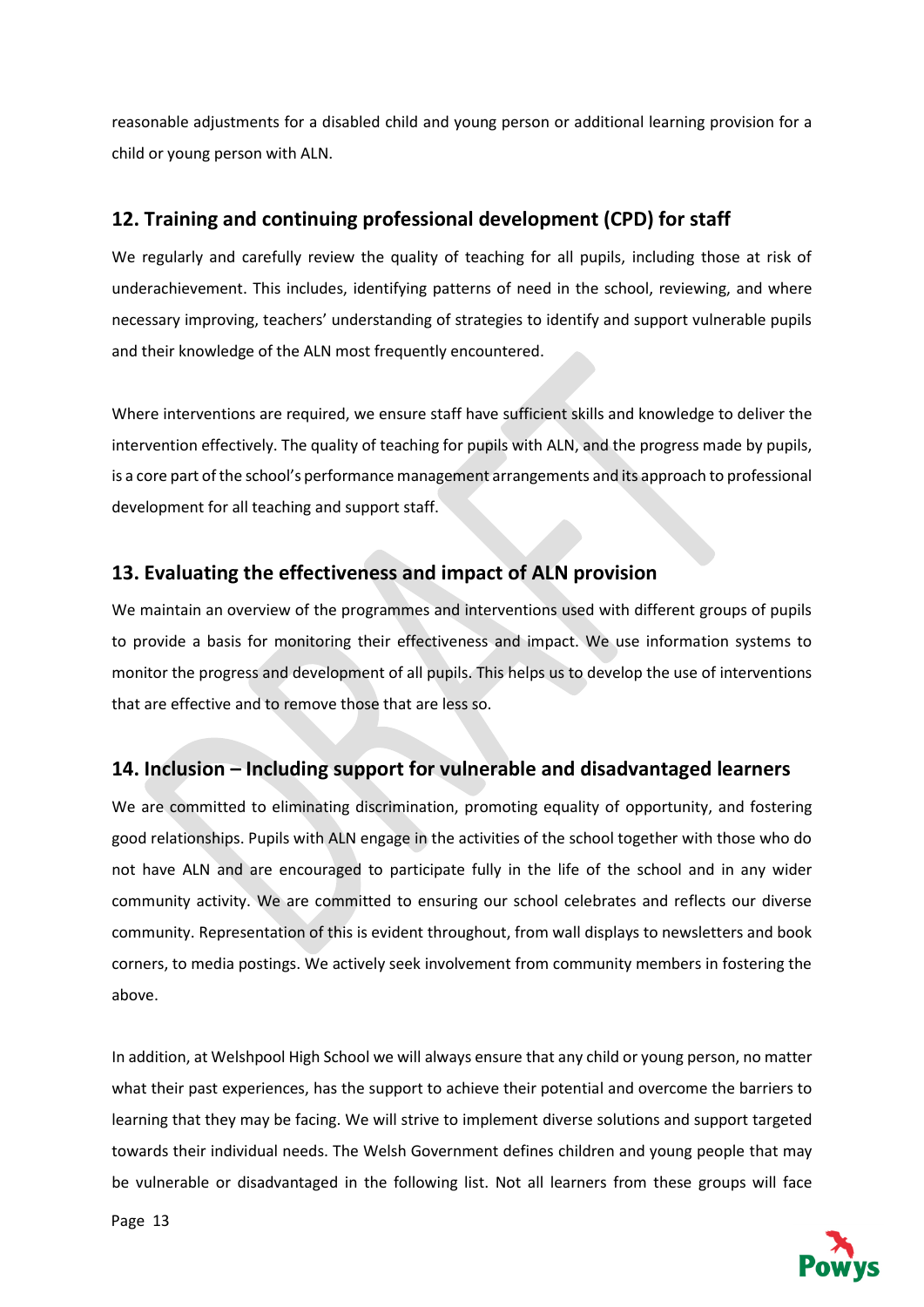reasonable adjustments for a disabled child and young person or additional learning provision for a child or young person with ALN.

## 12. Training and continuing professional development (CPD) for staff

We regularly and carefully review the quality of teaching for all pupils, including those at risk of underachievement. This includes, identifying patterns of need in the school, reviewing, and where necessary improving, teachers' understanding of strategies to identify and support vulnerable pupils and their knowledge of the ALN most frequently encountered.

Where interventions are required, we ensure staff have sufficient skills and knowledge to deliver the intervention effectively. The quality of teaching for pupils with ALN, and the progress made by pupils, is a core part of the school's performance management arrangements and its approach to professional development for all teaching and support staff.

## 13. Evaluating the effectiveness and impact of ALN provision

We maintain an overview of the programmes and interventions used with different groups of pupils to provide a basis for monitoring their effectiveness and impact. We use information systems to monitor the progress and development of all pupils. This helps us to develop the use of interventions that are effective and to remove those that are less so.

## 14. Inclusion – Including support for vulnerable and disadvantaged learners

We are committed to eliminating discrimination, promoting equality of opportunity, and fostering good relationships. Pupils with ALN engage in the activities of the school together with those who do not have ALN and are encouraged to participate fully in the life of the school and in any wider community activity. We are committed to ensuring our school celebrates and reflects our diverse community. Representation of this is evident throughout, from wall displays to newsletters and book corners, to media postings. We actively seek involvement from community members in fostering the above.

In addition, at Welshpool High School we will always ensure that any child or young person, no matter what their past experiences, has the support to achieve their potential and overcome the barriers to learning that they may be facing. We will strive to implement diverse solutions and support targeted towards their individual needs. The Welsh Government defines children and young people that may be vulnerable or disadvantaged in the following list. Not all learners from these groups will face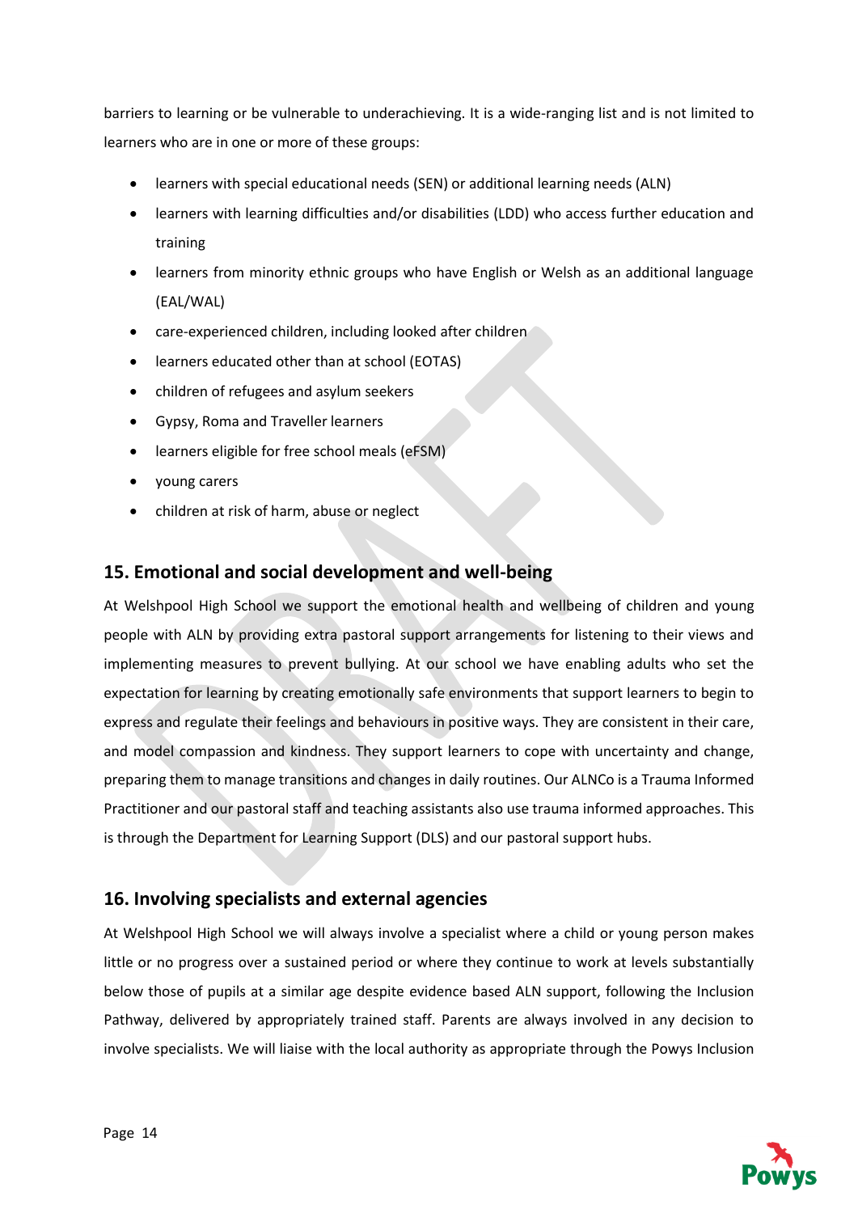barriers to learning or be vulnerable to underachieving. It is a wide-ranging list and is not limited to learners who are in one or more of these groups:

- learners with special educational needs (SEN) or additional learning needs (ALN)
- learners with learning difficulties and/or disabilities (LDD) who access further education and training
- learners from minority ethnic groups who have English or Welsh as an additional language (EAL/WAL)
- care-experienced children, including looked after children
- learners educated other than at school (EOTAS)
- children of refugees and asylum seekers
- Gypsy, Roma and Traveller learners
- learners eligible for free school meals (eFSM)
- young carers
- children at risk of harm, abuse or neglect

## 15. Emotional and social development and well-being

At Welshpool High School we support the emotional health and wellbeing of children and young people with ALN by providing extra pastoral support arrangements for listening to their views and implementing measures to prevent bullying. At our school we have enabling adults who set the expectation for learning by creating emotionally safe environments that support learners to begin to express and regulate their feelings and behaviours in positive ways. They are consistent in their care, and model compassion and kindness. They support learners to cope with uncertainty and change, preparing them to manage transitions and changes in daily routines. Our ALNCo is a Trauma Informed Practitioner and our pastoral staff and teaching assistants also use trauma informed approaches. This is through the Department for Learning Support (DLS) and our pastoral support hubs.

## 16. Involving specialists and external agencies

At Welshpool High School we will always involve a specialist where a child or young person makes little or no progress over a sustained period or where they continue to work at levels substantially below those of pupils at a similar age despite evidence based ALN support, following the Inclusion Pathway, delivered by appropriately trained staff. Parents are always involved in any decision to involve specialists. We will liaise with the local authority as appropriate through the Powys Inclusion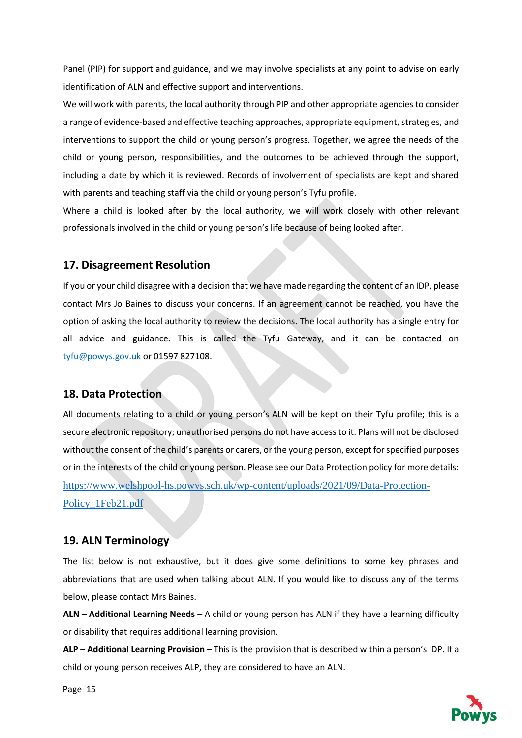Panel (PIP) for support and guidance, and we may involve specialists at any point to advise on early identification of ALN and effective support and interventions.

We will work with parents, the local authority through PIP and other appropriate agencies to consider a range of evidence-based and effective teaching approaches, appropriate equipment, strategies, and interventions to support the child or young person's progress. Together, we agree the needs of the child or young person, responsibilities, and the outcomes to be achieved through the support, including a date by which it is reviewed. Records of involvement of specialists are kept and shared with parents and teaching staff via the child or young person's Tyfu profile.

Where a child is looked after by the local authority, we will work closely with other relevant professionals involved in the child or young person's life because of being looked after.

## 17. Disagreement Resolution

If you or your child disagree with a decision that we have made regarding the content of an IDP, please contact Mrs Jo Baines to discuss your concerns. If an agreement cannot be reached, you have the option of asking the local authority to review the decisions. The local authority has a single entry for all advice and guidance. This is called the Tyfu Gateway, and it can be contacted on tyfu@powys.gov.uk or 01597 827108.

## 18. Data Protection

All documents relating to a child or young person's ALN will be kept on their Tyfu profile; this is a secure electronic repository; unauthorised persons do not have access to it. Plans will not be disclosed without the consent of the child's parents or carers, or the young person, except for specified purposes or in the interests of the child or young person. Please see our Data Protection policy for more details: https://www.welshpool-hs.powys.sch.uk/wp-content/uploads/2021/09/Data-Protection-Policy_1Feb21.pdf

## 19. ALN Terminology

The list below is not exhaustive, but it does give some definitions to some key phrases and abbreviations that are used when talking about ALN. If you would like to discuss any of the terms below, please contact Mrs Baines.

**ALN – Additional Learning Needs –** A child or young person has ALN if they have a learning difficulty or disability that requires additional learning provision.

**ALP – Additional Learning Provision** – This is the provision that is described within a person's IDP. If a child or young person receives ALP, they are considered to have an ALN.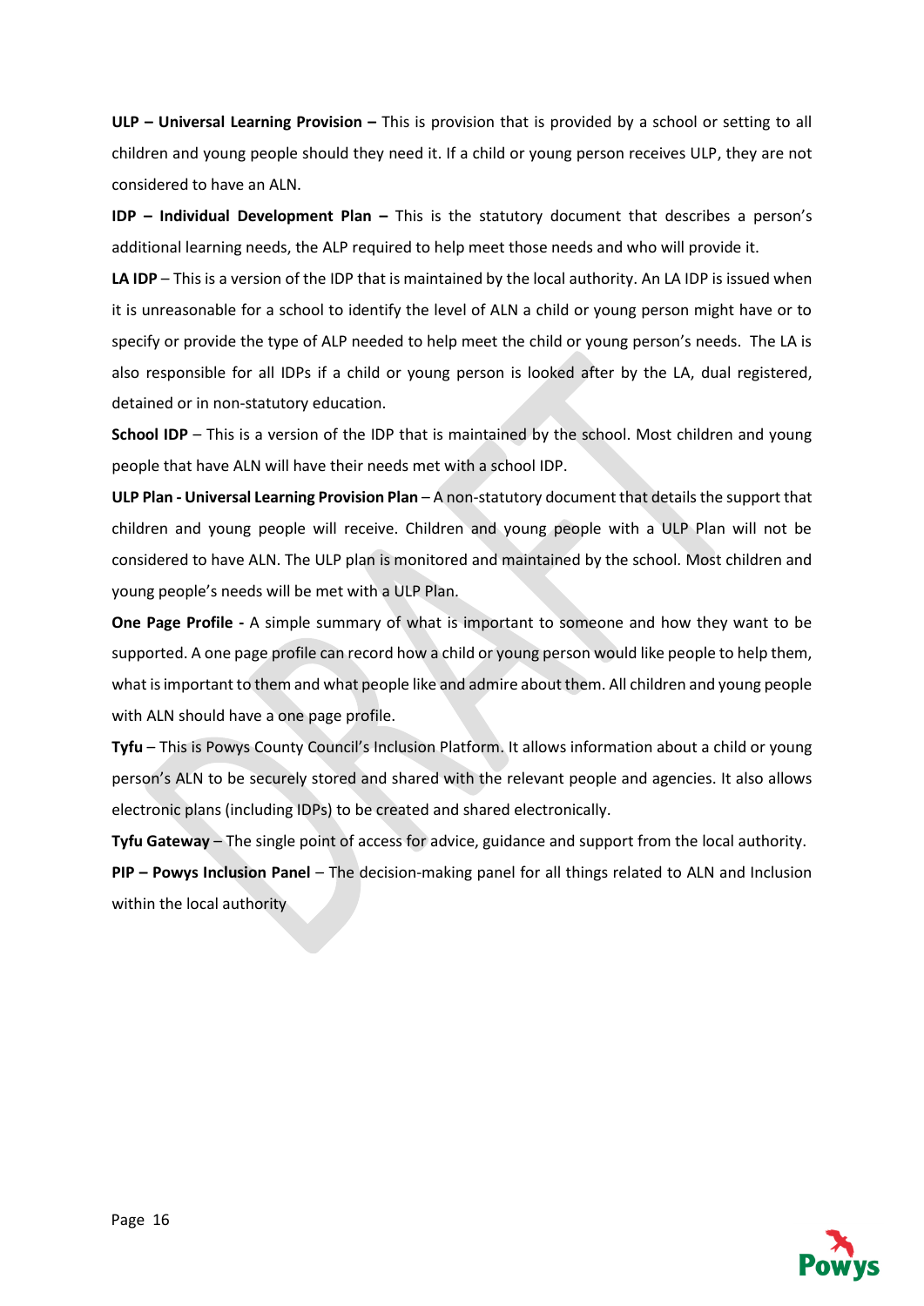**ULP – Universal Learning Provision –** This is provision that is provided by a school or setting to all children and young people should they need it. If a child or young person receives ULP, they are not considered to have an ALN.

**IDP – Individual Development Plan –** This is the statutory document that describes a person's additional learning needs, the ALP required to help meet those needs and who will provide it.

**LA IDP** – This is a version of the IDP that is maintained by the local authority. An LA IDP is issued when it is unreasonable for a school to identify the level of ALN a child or young person might have or to specify or provide the type of ALP needed to help meet the child or young person's needs. The LA is also responsible for all IDPs if a child or young person is looked after by the LA, dual registered, detained or in non-statutory education.

**School IDP** – This is a version of the IDP that is maintained by the school. Most children and young people that have ALN will have their needs met with a school IDP.

**ULP Plan - Universal Learning Provision Plan** – A non-statutory document that details the support that children and young people will receive. Children and young people with a ULP Plan will not be considered to have ALN. The ULP plan is monitored and maintained by the school. Most children and young people's needs will be met with a ULP Plan.

**One Page Profile -** A simple summary of what is important to someone and how they want to be supported. A one page profile can record how a child or young person would like people to help them, what is important to them and what people like and admire about them. All children and young people with ALN should have a one page profile.

**Tyfu** – This is Powys County Council's Inclusion Platform. It allows information about a child or young person's ALN to be securely stored and shared with the relevant people and agencies. It also allows electronic plans (including IDPs) to be created and shared electronically.

**Tyfu Gateway** – The single point of access for advice, guidance and support from the local authority.

**PIP – Powys Inclusion Panel** – The decision-making panel for all things related to ALN and Inclusion within the local authority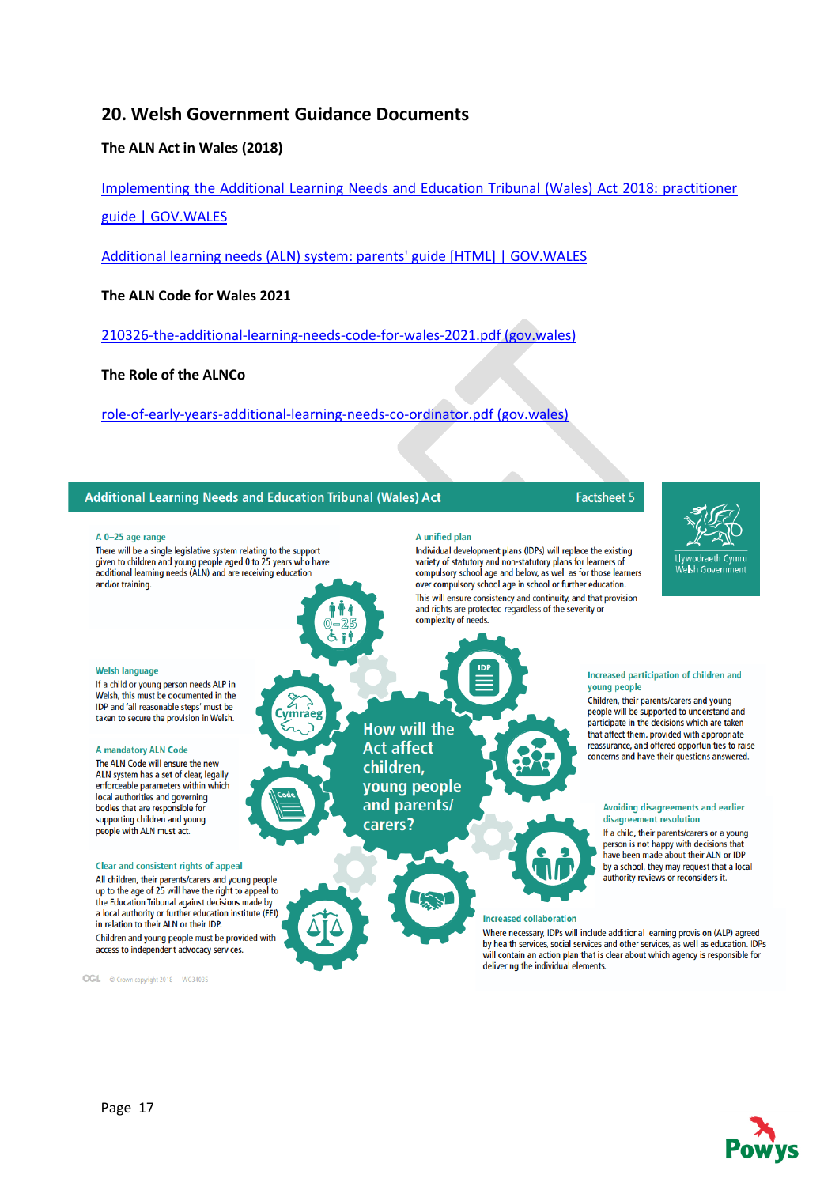## 20. Welsh Government Guidance Documents

**The ALN Act in Wales (2018)**

Implementing the Additional Learning Needs and Education Tribunal (Wales) Act 2018: practitioner guide | GOV.WALES

Additional learning needs (ALN) system: parents' guide [HTML] | GOV.WALES

**The ALN Code for Wales 2021**

210326-the-additional-learning-needs-code-for-wales-2021.pdf (gov.wales)

**The Role of the ALNCo**

role-of-early-years-additional-learning-needs-co-ordinator.pdf (gov.wales)

### Additional Learning Needs and Education Tribunal (Wales) Act — Factsheet 5

Llywodraeth Cymru
Welsh Government

**How will the Act affect children, young people and parents/carers?**

**A 0–25 age range**
There will be a single legislative system relating to the support given to children and young people aged 0 to 25 years who have additional learning needs (ALN) and are receiving education and/or training.

**A unified plan**
Individual development plans (IDPs) will replace the existing variety of statutory and non-statutory plans for learners of compulsory school age and below, as well as for those learners over compulsory school age in school or further education.
This will ensure consistency and continuity, and that provision and rights are protected regardless of the severity or complexity of needs.

**Welsh language**
If a child or young person needs ALP in Welsh, this must be documented in the IDP and 'all reasonable steps' must be taken to secure the provision in Welsh.

**Increased participation of children and young people**
Children, their parents/carers and young people will be supported to understand and participate in the decisions which are taken that affect them, provided with appropriate reassurance, and offered opportunities to raise concerns and have their questions answered.

**A mandatory ALN Code**
The ALN Code will ensure the new ALN system has a set of clear, legally enforceable parameters within which local authorities and governing bodies that are responsible for supporting children and young people with ALN must act.

**Avoiding disagreements and earlier disagreement resolution**
If a child, their parents/carers or a young person is not happy with decisions that have been made about their ALN or IDP by a school, they may request that a local authority reviews or reconsiders it.

**Clear and consistent rights of appeal**
All children, their parents/carers and young people up to the age of 25 will have the right to appeal to the Education Tribunal against decisions made by a local authority or further education institute (FEI) in relation to their ALN or their IDP.
Children and young people must be provided with access to independent advocacy services.

**Increased collaboration**
Where necessary, IDPs will include additional learning provision (ALP) agreed by health services, social services and other services, as well as education. IDPs will contain an action plan that is clear about which agency is responsible for delivering the individual elements.

© Crown copyright 2018 WG34035